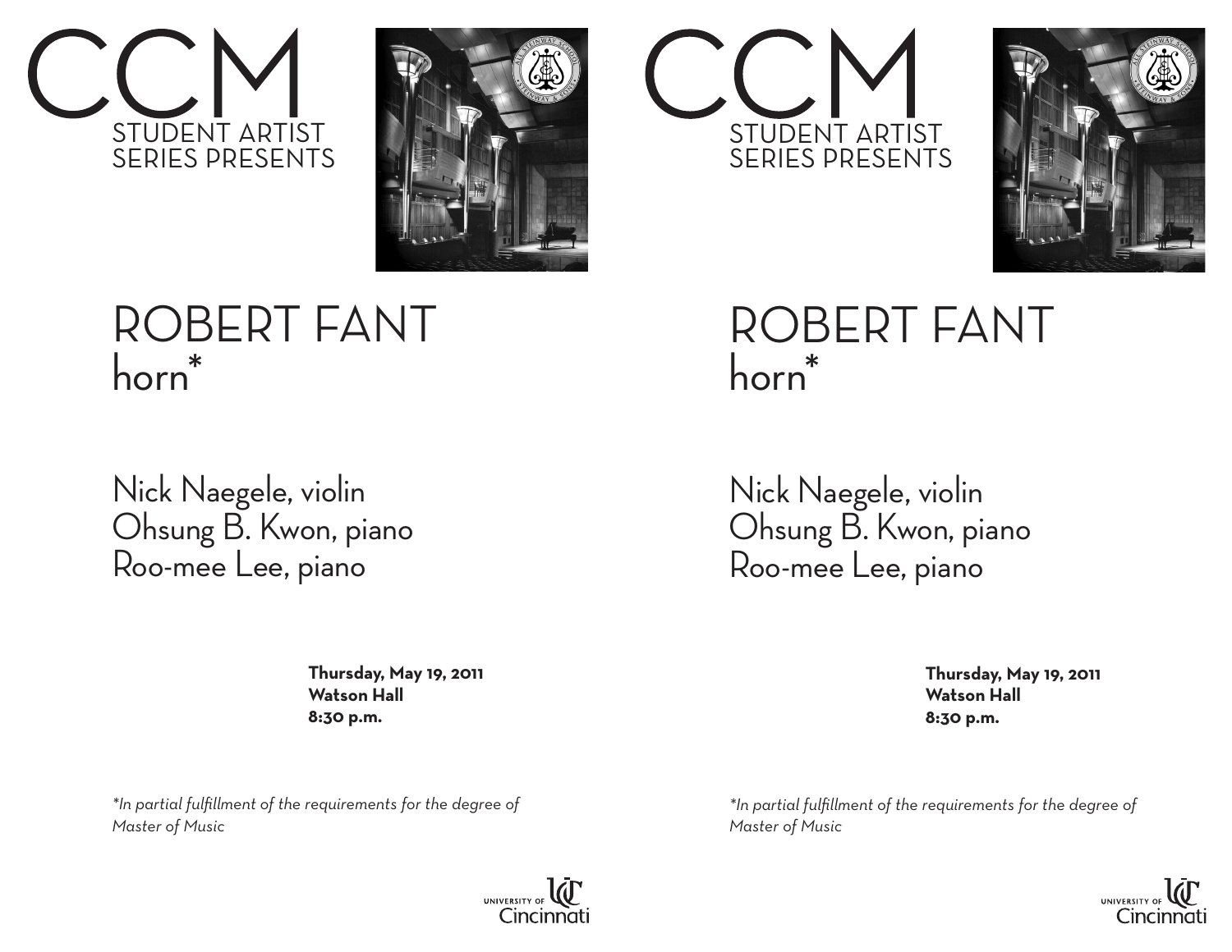# CCM

STUDENT ARTIST SERIES PRESENTS

# ROBERT FANT

## horn*

Nick Naegele, violin
Ohsung B. Kwon, piano
Roo-mee Lee, piano

**Thursday, May 19, 2011**
**Watson Hall**
**8:30 p.m.**

*\*In partial fulfillment of the requirements for the degree of Master of Music*

UNIVERSITY OF Cincinnati

# CCM

STUDENT ARTIST SERIES PRESENTS

# ROBERT FANT

## horn*

Nick Naegele, violin
Ohsung B. Kwon, piano
Roo-mee Lee, piano

**Thursday, May 19, 2011**
**Watson Hall**
**8:30 p.m.**

*\*In partial fulfillment of the requirements for the degree of Master of Music*

UNIVERSITY OF Cincinnati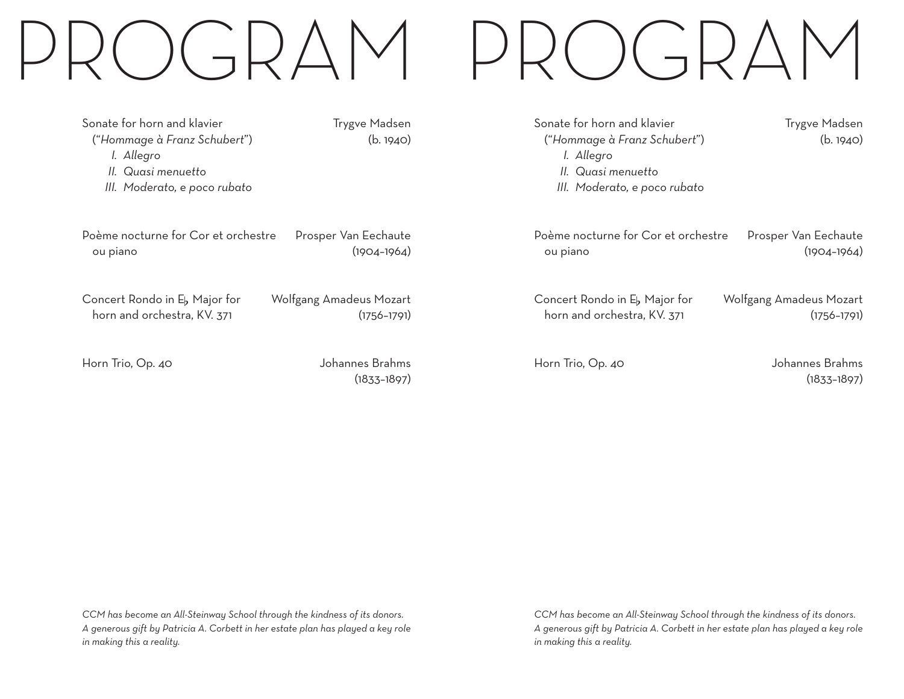# PROGRAM

Sonate for horn and klavier (“*Hommage à Franz Schubert*”) — Trygve Madsen (b. 1940)

- *I. Allegro*
- *II. Quasi menuetto*
- *III. Moderato, e poco rubato*

Poème nocturne for Cor et orchestre ou piano — Prosper Van Eechaute (1904–1964)

Concert Rondo in E♭ Major for horn and orchestra, KV. 371 — Wolfgang Amadeus Mozart (1756–1791)

Horn Trio, Op. 40 — Johannes Brahms (1833–1897)

*CCM has become an All-Steinway School through the kindness of its donors. A generous gift by Patricia A. Corbett in her estate plan has played a key role in making this a reality.*

# PROGRAM

Sonate for horn and klavier (“*Hommage à Franz Schubert*”) — Trygve Madsen (b. 1940)

- *I. Allegro*
- *II. Quasi menuetto*
- *III. Moderato, e poco rubato*

Poème nocturne for Cor et orchestre ou piano — Prosper Van Eechaute (1904–1964)

Concert Rondo in E♭ Major for horn and orchestra, KV. 371 — Wolfgang Amadeus Mozart (1756–1791)

Horn Trio, Op. 40 — Johannes Brahms (1833–1897)

*CCM has become an All-Steinway School through the kindness of its donors. A generous gift by Patricia A. Corbett in her estate plan has played a key role in making this a reality.*